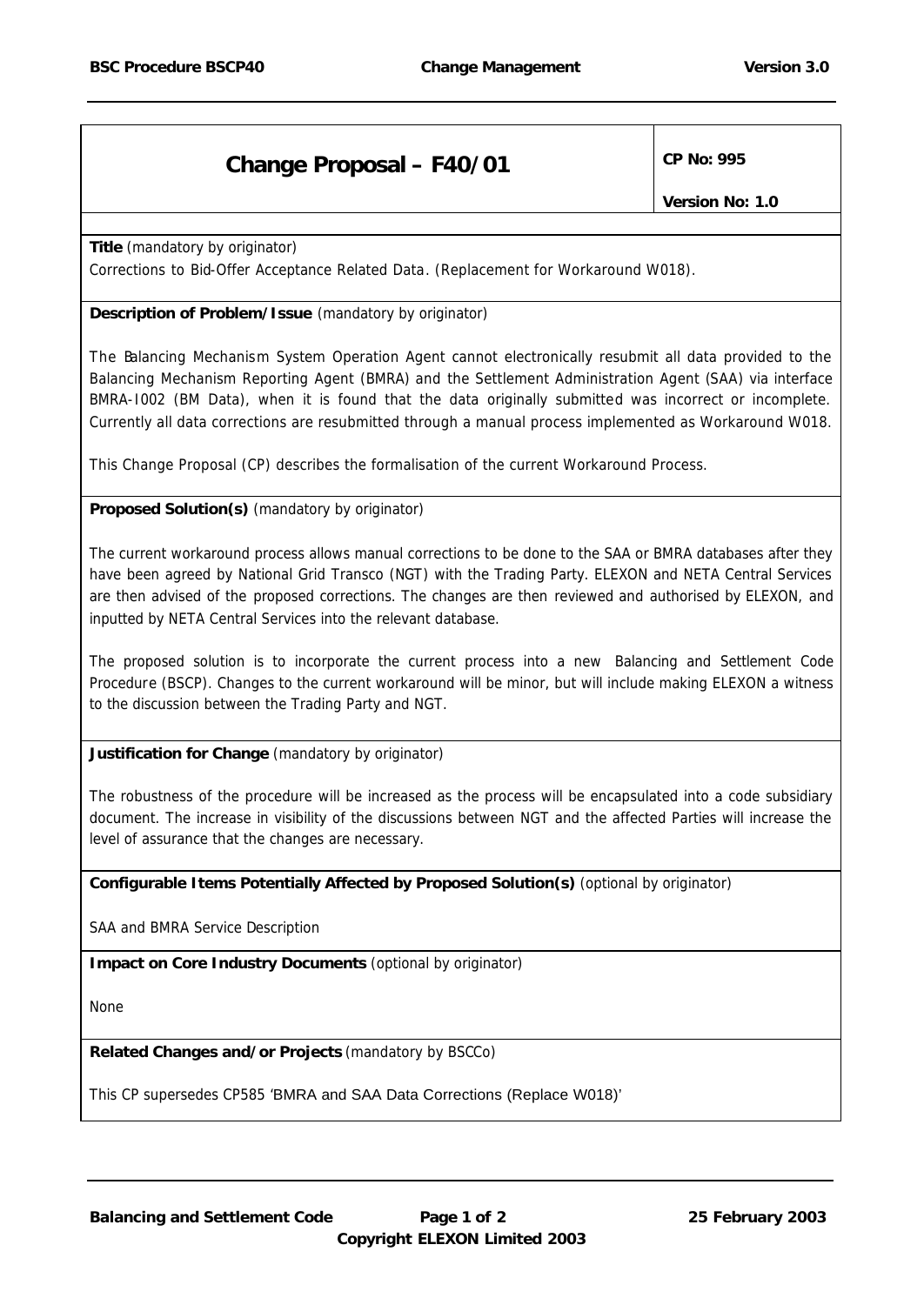# Change Proposal – F40/01

**CP No: 995**

**Version No: 1.0**

**Title** (mandatory by originator)

Corrections to Bid-Offer Acceptance Related Data. (Replacement for Workaround W018).

**Description of Problem/Issue** (mandatory by originator)

The Balancing Mechanism System Operation Agent cannot electronically resubmit all data provided to the Balancing Mechanism Reporting Agent (BMRA) and the Settlement Administration Agent (SAA) via interface BMRA-I002 (BM Data), when it is found that the data originally submitted was incorrect or incomplete. Currently all data corrections are resubmitted through a manual process implemented as Workaround W018.

This Change Proposal (CP) describes the formalisation of the current Workaround Process.

**Proposed Solution(s)** (mandatory by originator)

The current workaround process allows manual corrections to be done to the SAA or BMRA databases after they have been agreed by National Grid Transco (NGT) with the Trading Party. ELEXON and NETA Central Services are then advised of the proposed corrections. The changes are then reviewed and authorised by ELEXON, and inputted by NETA Central Services into the relevant database.

The proposed solution is to incorporate the current process into a new Balancing and Settlement Code Procedure (BSCP). Changes to the current workaround will be minor, but will include making ELEXON a witness to the discussion between the Trading Party and NGT.

**Justification for Change** (mandatory by originator)

The robustness of the procedure will be increased as the process will be encapsulated into a code subsidiary document. The increase in visibility of the discussions between NGT and the affected Parties will increase the level of assurance that the changes are necessary.

**Configurable Items Potentially Affected by Proposed Solution(s)** (optional by originator)

SAA and BMRA Service Description

**Impact on Core Industry Documents** (optional by originator)

None

**Related Changes and/or Projects** (mandatory by BSCCo)

This CP supersedes CP585 'BMRA and SAA Data Corrections (Replace W018)'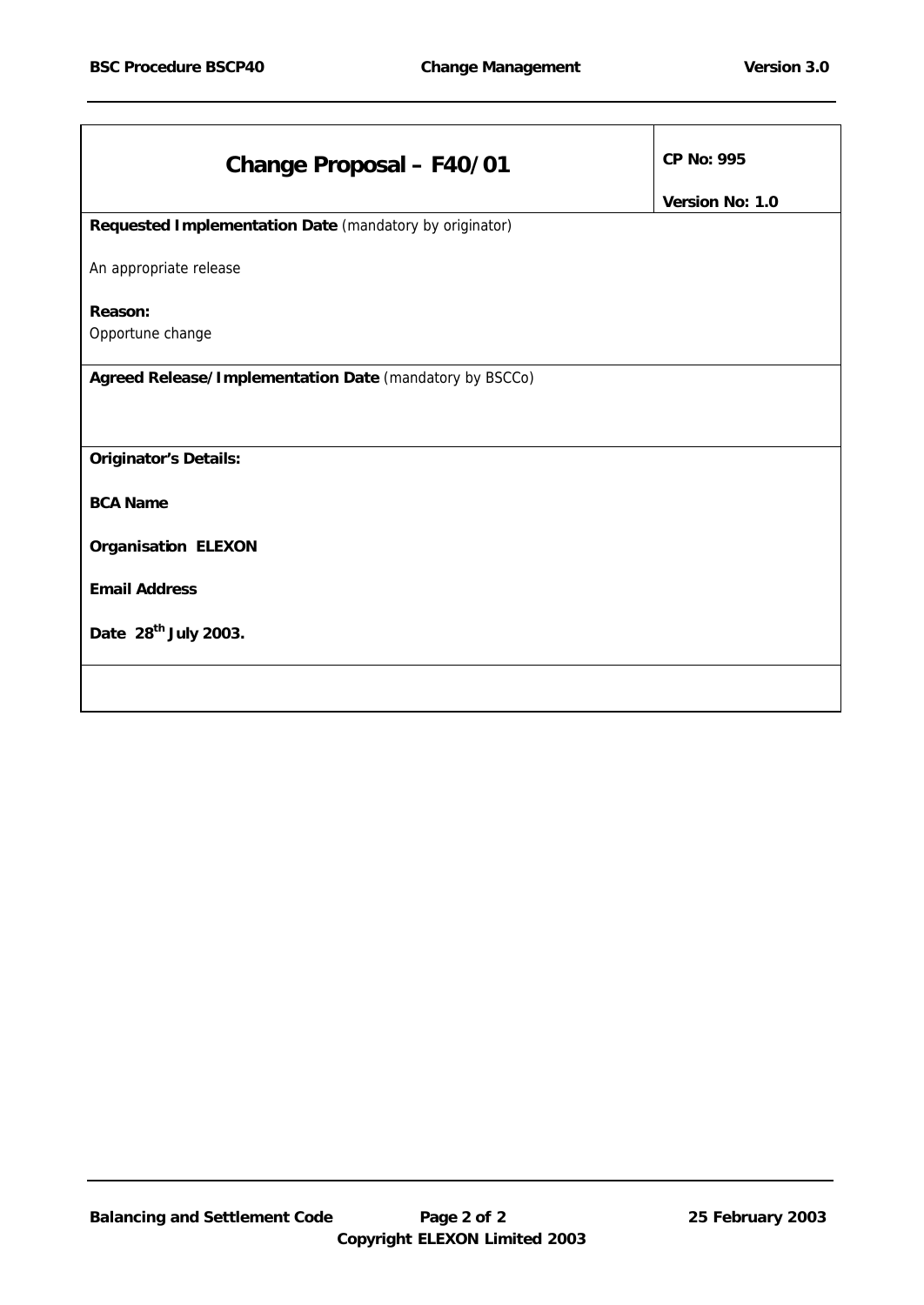| Change Proposal – F40/01 | CP No: 995<br><br>Version No: 1.0 |
|---|---|
| **Requested Implementation Date** (mandatory by originator)<br><br>An appropriate release<br><br>**Reason:**<br>Opportune change | |
| **Agreed Release/Implementation Date** (mandatory by BSCCo) | |
| **Originator's Details:**<br><br>**BCA Name**<br><br>**Organisation ELEXON**<br><br>**Email Address**<br><br>**Date 28th July 2003.** | |
| | |